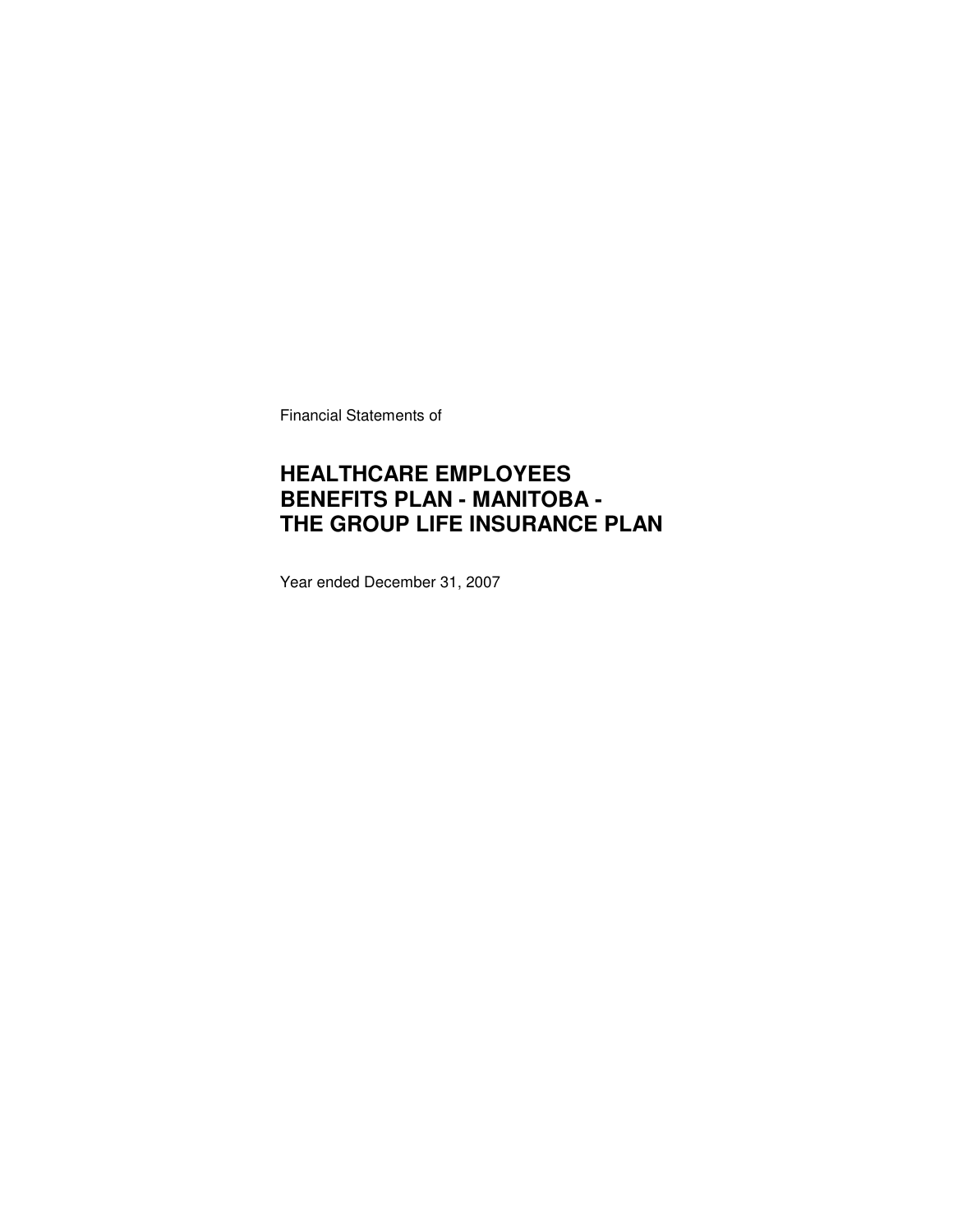Financial Statements of

# HEALTHCARE EMPLOYEES BENEFITS PLAN - MANITOBA - THE GROUP LIFE INSURANCE PLAN

Year ended December 31, 2007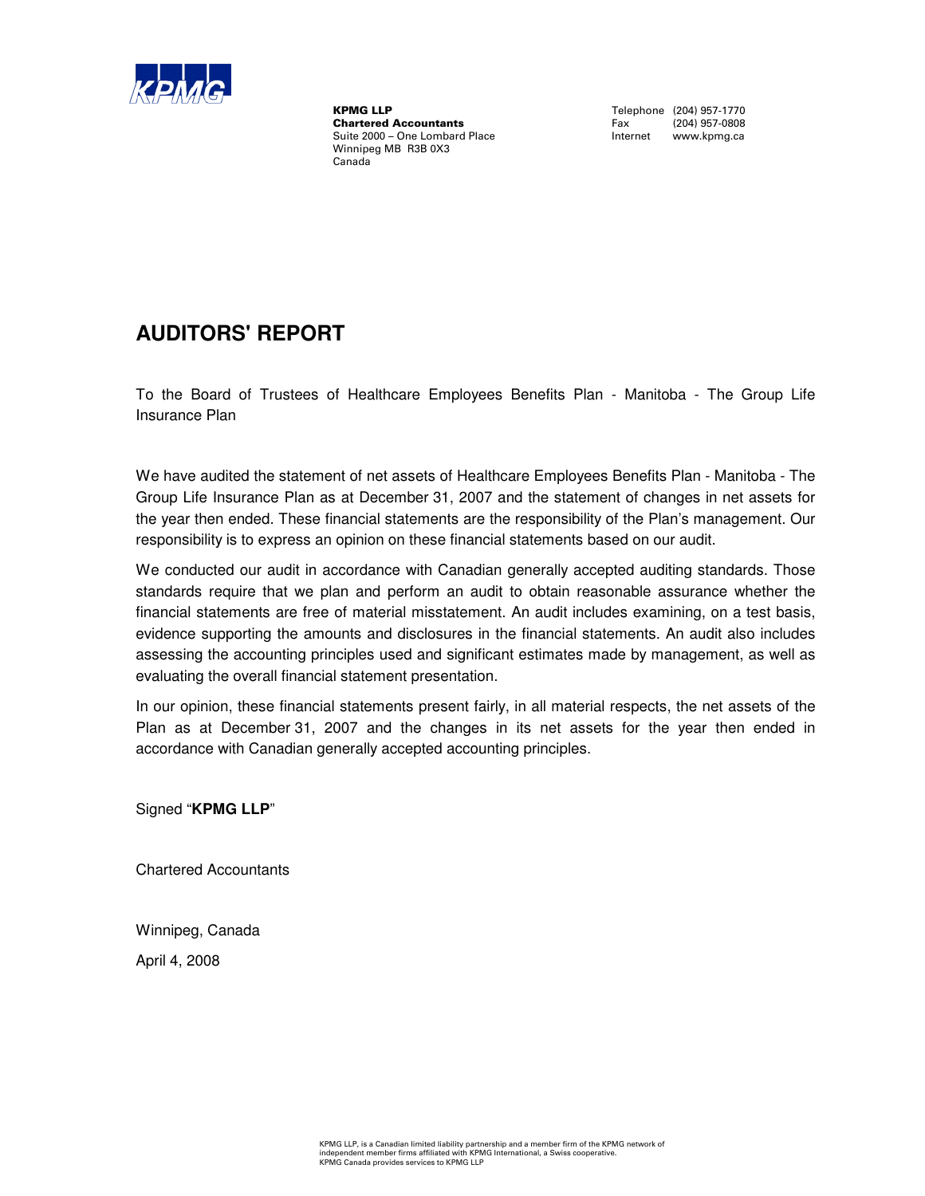KPMG LLP
**Chartered Accountants**
Suite 2000 – One Lombard Place
Winnipeg MB R3B 0X3
Canada

Telephone (204) 957-1770
Fax (204) 957-0808
Internet www.kpmg.ca

# AUDITORS' REPORT

To the Board of Trustees of Healthcare Employees Benefits Plan - Manitoba - The Group Life Insurance Plan

We have audited the statement of net assets of Healthcare Employees Benefits Plan - Manitoba - The Group Life Insurance Plan as at December 31, 2007 and the statement of changes in net assets for the year then ended. These financial statements are the responsibility of the Plan's management. Our responsibility is to express an opinion on these financial statements based on our audit.

We conducted our audit in accordance with Canadian generally accepted auditing standards. Those standards require that we plan and perform an audit to obtain reasonable assurance whether the financial statements are free of material misstatement. An audit includes examining, on a test basis, evidence supporting the amounts and disclosures in the financial statements. An audit also includes assessing the accounting principles used and significant estimates made by management, as well as evaluating the overall financial statement presentation.

In our opinion, these financial statements present fairly, in all material respects, the net assets of the Plan as at December 31, 2007 and the changes in its net assets for the year then ended in accordance with Canadian generally accepted accounting principles.

Signed "**KPMG LLP**"

Chartered Accountants

Winnipeg, Canada

April 4, 2008

KPMG LLP, is a Canadian limited liability partnership and a member firm of the KPMG network of independent member firms affiliated with KPMG International, a Swiss cooperative.
KPMG Canada provides services to KPMG LLP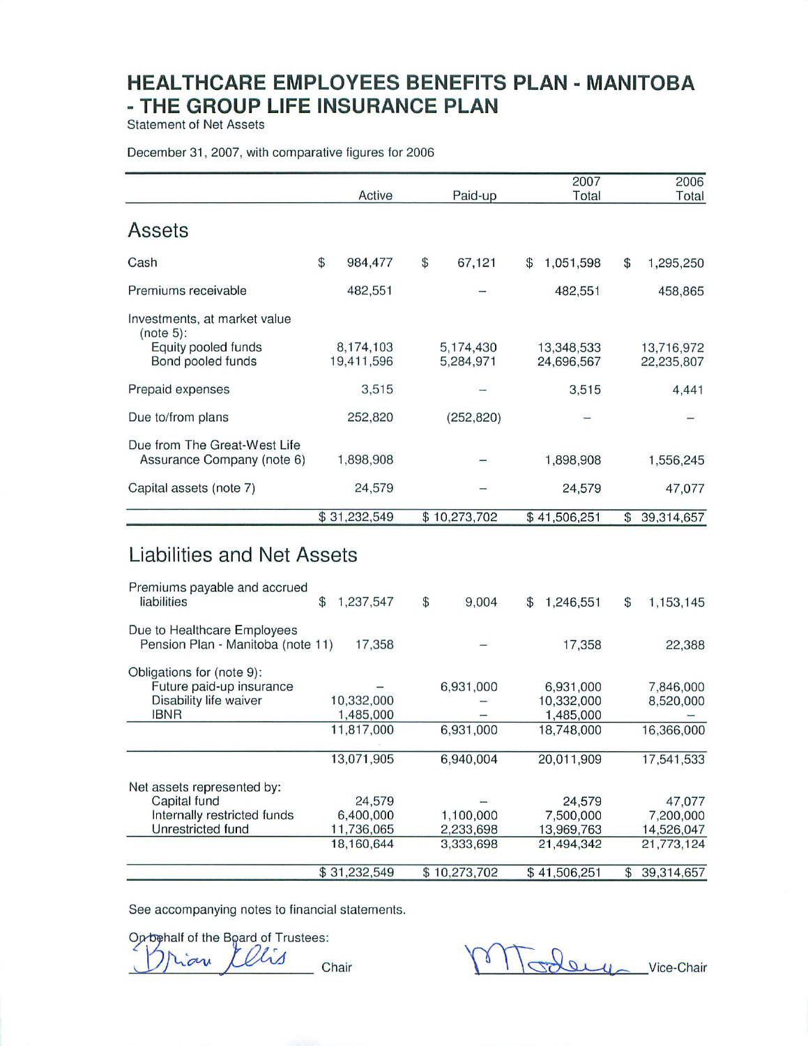# HEALTHCARE EMPLOYEES BENEFITS PLAN - MANITOBA - THE GROUP LIFE INSURANCE PLAN

Statement of Net Assets

December 31, 2007, with comparative figures for 2006

| | Active | Paid-up | 2007 Total | 2006 Total |
|---|---|---|---|---|
| **Assets** | | | | |
| Cash | $ 984,477 | $ 67,121 | $ 1,051,598 | $ 1,295,250 |
| Premiums receivable | 482,551 | – | 482,551 | 458,865 |
| Investments, at market value (note 5): | | | | |
| Equity pooled funds | 8,174,103 | 5,174,430 | 13,348,533 | 13,716,972 |
| Bond pooled funds | 19,411,596 | 5,284,971 | 24,696,567 | 22,235,807 |
| Prepaid expenses | 3,515 | – | 3,515 | 4,441 |
| Due to/from plans | 252,820 | (252,820) | – | – |
| Due from The Great-West Life Assurance Company (note 6) | 1,898,908 | – | 1,898,908 | 1,556,245 |
| Capital assets (note 7) | 24,579 | – | 24,579 | 47,077 |
| | $ 31,232,549 | $ 10,273,702 | $ 41,506,251 | $ 39,314,657 |
| **Liabilities and Net Assets** | | | | |
| Premiums payable and accrued liabilities | $ 1,237,547 | $ 9,004 | $ 1,246,551 | $ 1,153,145 |
| Due to Healthcare Employees Pension Plan - Manitoba (note 11) | 17,358 | – | 17,358 | 22,388 |
| Obligations for (note 9): | | | | |
| Future paid-up insurance | – | 6,931,000 | 6,931,000 | 7,846,000 |
| Disability life waiver | 10,332,000 | – | 10,332,000 | 8,520,000 |
| IBNR | 1,485,000 | – | 1,485,000 | – |
| | 11,817,000 | 6,931,000 | 18,748,000 | 16,366,000 |
| | 13,071,905 | 6,940,004 | 20,011,909 | 17,541,533 |
| Net assets represented by: | | | | |
| Capital fund | 24,579 | – | 24,579 | 47,077 |
| Internally restricted funds | 6,400,000 | 1,100,000 | 7,500,000 | 7,200,000 |
| Unrestricted fund | 11,736,065 | 2,233,698 | 13,969,763 | 14,526,047 |
| | 18,160,644 | 3,333,698 | 21,494,342 | 21,773,124 |
| | $ 31,232,549 | $ 10,273,702 | $ 41,506,251 | $ 39,314,657 |

See accompanying notes to financial statements.

On behalf of the Board of Trustees:

Brian Ellis ______ Chair

______ Vice-Chair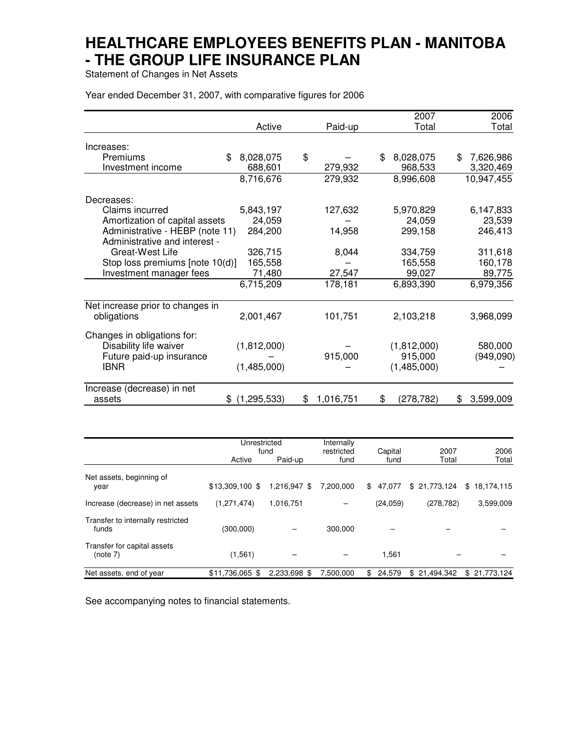# HEALTHCARE EMPLOYEES BENEFITS PLAN - MANITOBA - THE GROUP LIFE INSURANCE PLAN

Statement of Changes in Net Assets

Year ended December 31, 2007, with comparative figures for 2006

| | Active | Paid-up | 2007 Total | 2006 Total |
|---|---|---|---|---|
| Increases: | | | | |
| Premiums | $ 8,028,075 | $ – | $ 8,028,075 | $ 7,626,986 |
| Investment income | 688,601 | 279,932 | 968,533 | 3,320,469 |
| | 8,716,676 | 279,932 | 8,996,608 | 10,947,455 |
| Decreases: | | | | |
| Claims incurred | 5,843,197 | 127,632 | 5,970,829 | 6,147,833 |
| Amortization of capital assets | 24,059 | – | 24,059 | 23,539 |
| Administrative - HEBP (note 11) | 284,200 | 14,958 | 299,158 | 246,413 |
| Administrative and interest - Great-West Life | 326,715 | 8,044 | 334,759 | 311,618 |
| Stop loss premiums [note 10(d)] | 165,558 | – | 165,558 | 160,178 |
| Investment manager fees | 71,480 | 27,547 | 99,027 | 89,775 |
| | 6,715,209 | 178,181 | 6,893,390 | 6,979,356 |
| Net increase prior to changes in obligations | 2,001,467 | 101,751 | 2,103,218 | 3,968,099 |
| Changes in obligations for: | | | | |
| Disability life waiver | (1,812,000) | – | (1,812,000) | 580,000 |
| Future paid-up insurance | – | 915,000 | 915,000 | (949,090) |
| IBNR | (1,485,000) | – | (1,485,000) | – |
| Increase (decrease) in net assets | $ (1,295,533) | $ 1,016,751 | $ (278,782) | $ 3,599,009 |

| | Unrestricted fund | | Internally restricted fund | Capital fund | 2007 Total | 2006 Total |
|---|---|---|---|---|---|---|
| | Active | Paid-up | | | | |
| Net assets, beginning of year | $13,309,100 | $ 1,216,947 | $ 7,200,000 | $ 47,077 | $ 21,773,124 | $ 18,174,115 |
| Increase (decrease) in net assets | (1,271,474) | 1,016,751 | – | (24,059) | (278,782) | 3,599,009 |
| Transfer to internally restricted funds | (300,000) | – | 300,000 | – | – | – |
| Transfer for capital assets (note 7) | (1,561) | – | – | 1,561 | – | – |
| Net assets, end of year | $11,736,065 | $ 2,233,698 | $ 7,500,000 | $ 24,579 | $ 21,494,342 | $ 21,773,124 |

See accompanying notes to financial statements.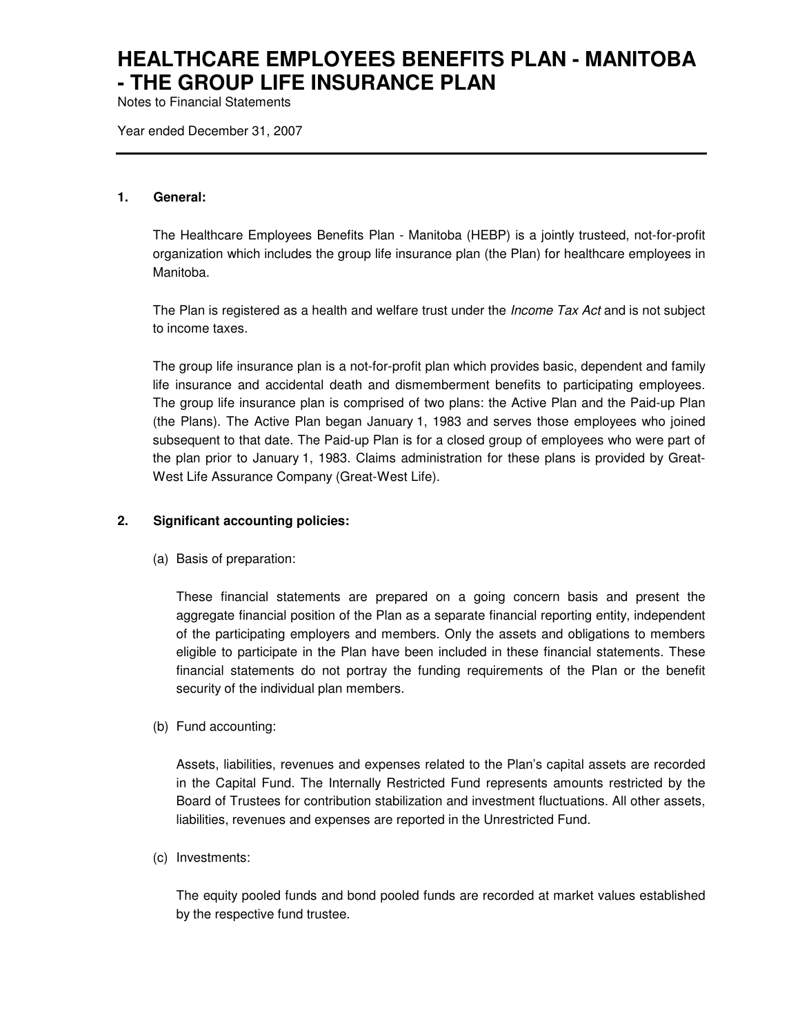# HEALTHCARE EMPLOYEES BENEFITS PLAN - MANITOBA - THE GROUP LIFE INSURANCE PLAN

Notes to Financial Statements

Year ended December 31, 2007

**1. General:**

The Healthcare Employees Benefits Plan - Manitoba (HEBP) is a jointly trusteed, not-for-profit organization which includes the group life insurance plan (the Plan) for healthcare employees in Manitoba.

The Plan is registered as a health and welfare trust under the *Income Tax Act* and is not subject to income taxes.

The group life insurance plan is a not-for-profit plan which provides basic, dependent and family life insurance and accidental death and dismemberment benefits to participating employees. The group life insurance plan is comprised of two plans: the Active Plan and the Paid-up Plan (the Plans). The Active Plan began January 1, 1983 and serves those employees who joined subsequent to that date. The Paid-up Plan is for a closed group of employees who were part of the plan prior to January 1, 1983. Claims administration for these plans is provided by Great-West Life Assurance Company (Great-West Life).

**2. Significant accounting policies:**

(a) Basis of preparation:

These financial statements are prepared on a going concern basis and present the aggregate financial position of the Plan as a separate financial reporting entity, independent of the participating employers and members. Only the assets and obligations to members eligible to participate in the Plan have been included in these financial statements. These financial statements do not portray the funding requirements of the Plan or the benefit security of the individual plan members.

(b) Fund accounting:

Assets, liabilities, revenues and expenses related to the Plan's capital assets are recorded in the Capital Fund. The Internally Restricted Fund represents amounts restricted by the Board of Trustees for contribution stabilization and investment fluctuations. All other assets, liabilities, revenues and expenses are reported in the Unrestricted Fund.

(c) Investments:

The equity pooled funds and bond pooled funds are recorded at market values established by the respective fund trustee.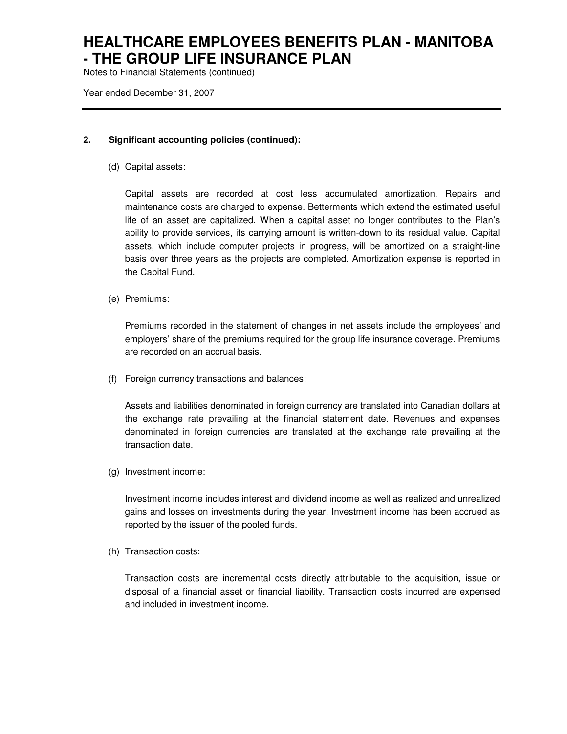## 2. Significant accounting policies (continued):

(d) Capital assets:

Capital assets are recorded at cost less accumulated amortization. Repairs and maintenance costs are charged to expense. Betterments which extend the estimated useful life of an asset are capitalized. When a capital asset no longer contributes to the Plan's ability to provide services, its carrying amount is written-down to its residual value. Capital assets, which include computer projects in progress, will be amortized on a straight-line basis over three years as the projects are completed. Amortization expense is reported in the Capital Fund.

(e) Premiums:

Premiums recorded in the statement of changes in net assets include the employees' and employers' share of the premiums required for the group life insurance coverage. Premiums are recorded on an accrual basis.

(f) Foreign currency transactions and balances:

Assets and liabilities denominated in foreign currency are translated into Canadian dollars at the exchange rate prevailing at the financial statement date. Revenues and expenses denominated in foreign currencies are translated at the exchange rate prevailing at the transaction date.

(g) Investment income:

Investment income includes interest and dividend income as well as realized and unrealized gains and losses on investments during the year. Investment income has been accrued as reported by the issuer of the pooled funds.

(h) Transaction costs:

Transaction costs are incremental costs directly attributable to the acquisition, issue or disposal of a financial asset or financial liability. Transaction costs incurred are expensed and included in investment income.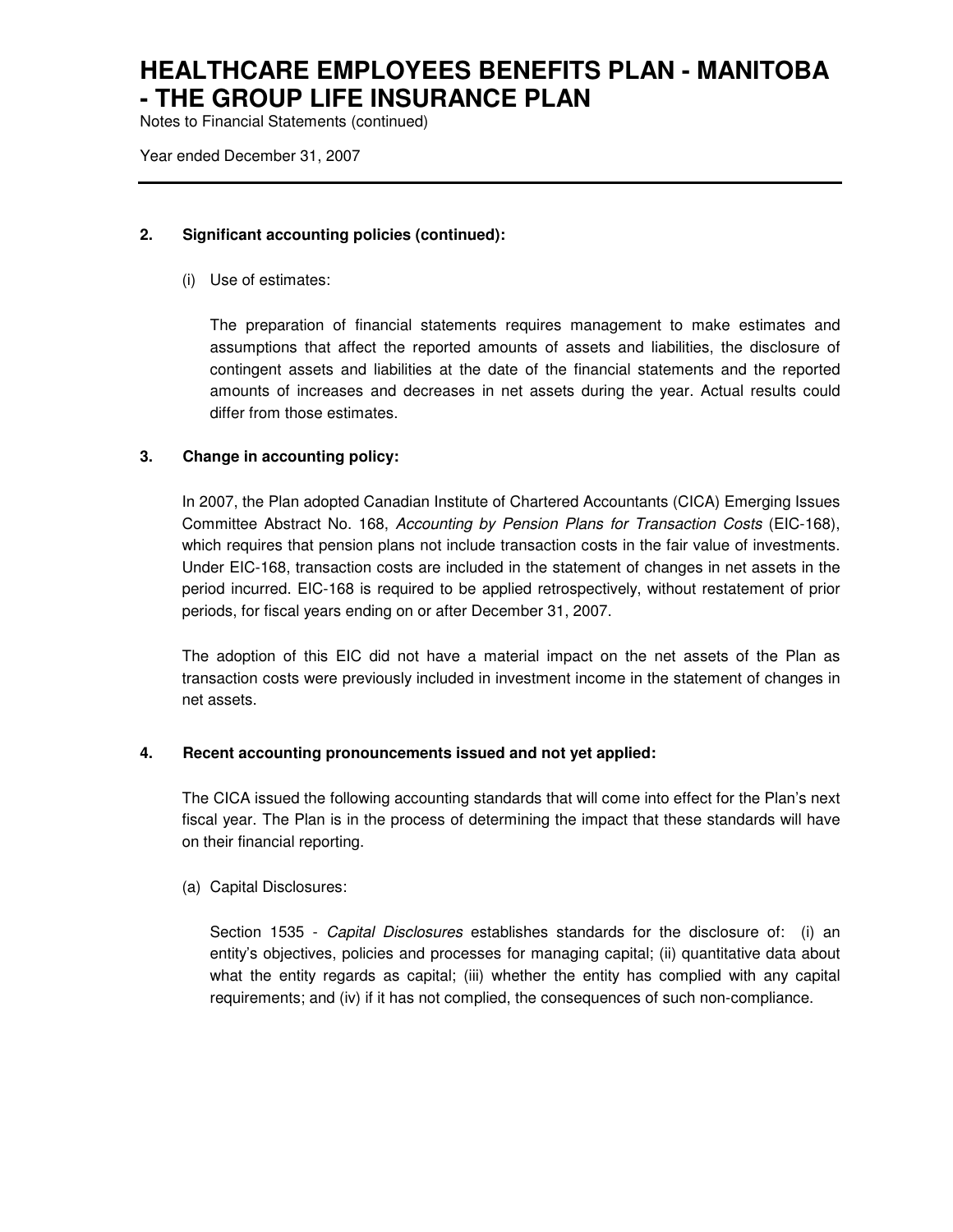## 2. Significant accounting policies (continued):

(i) Use of estimates:

The preparation of financial statements requires management to make estimates and assumptions that affect the reported amounts of assets and liabilities, the disclosure of contingent assets and liabilities at the date of the financial statements and the reported amounts of increases and decreases in net assets during the year. Actual results could differ from those estimates.

## 3. Change in accounting policy:

In 2007, the Plan adopted Canadian Institute of Chartered Accountants (CICA) Emerging Issues Committee Abstract No. 168, *Accounting by Pension Plans for Transaction Costs* (EIC-168), which requires that pension plans not include transaction costs in the fair value of investments. Under EIC-168, transaction costs are included in the statement of changes in net assets in the period incurred. EIC-168 is required to be applied retrospectively, without restatement of prior periods, for fiscal years ending on or after December 31, 2007.

The adoption of this EIC did not have a material impact on the net assets of the Plan as transaction costs were previously included in investment income in the statement of changes in net assets.

## 4. Recent accounting pronouncements issued and not yet applied:

The CICA issued the following accounting standards that will come into effect for the Plan's next fiscal year. The Plan is in the process of determining the impact that these standards will have on their financial reporting.

(a) Capital Disclosures:

Section 1535 - *Capital Disclosures* establishes standards for the disclosure of: (i) an entity's objectives, policies and processes for managing capital; (ii) quantitative data about what the entity regards as capital; (iii) whether the entity has complied with any capital requirements; and (iv) if it has not complied, the consequences of such non-compliance.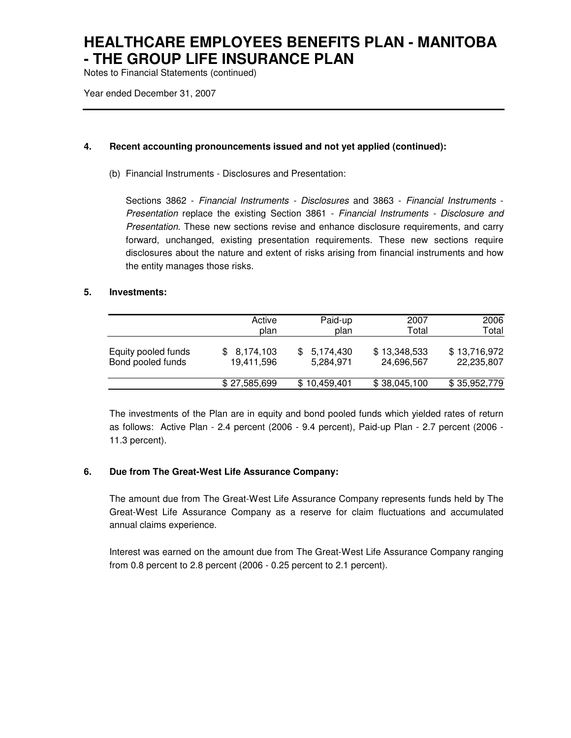## 4. Recent accounting pronouncements issued and not yet applied (continued):

(b) Financial Instruments - Disclosures and Presentation:

Sections 3862 - *Financial Instruments - Disclosures* and 3863 - *Financial Instruments - Presentation* replace the existing Section 3861 - *Financial Instruments - Disclosure and Presentation*. These new sections revise and enhance disclosure requirements, and carry forward, unchanged, existing presentation requirements. These new sections require disclosures about the nature and extent of risks arising from financial instruments and how the entity manages those risks.

## 5. Investments:

| | Active plan | Paid-up plan | 2007 Total | 2006 Total |
|---|---|---|---|---|
| Equity pooled funds | $ 8,174,103 | $ 5,174,430 | $ 13,348,533 | $ 13,716,972 |
| Bond pooled funds | 19,411,596 | 5,284,971 | 24,696,567 | 22,235,807 |
| | $ 27,585,699 | $ 10,459,401 | $ 38,045,100 | $ 35,952,779 |

The investments of the Plan are in equity and bond pooled funds which yielded rates of return as follows: Active Plan - 2.4 percent (2006 - 9.4 percent), Paid-up Plan - 2.7 percent (2006 - 11.3 percent).

## 6. Due from The Great-West Life Assurance Company:

The amount due from The Great-West Life Assurance Company represents funds held by The Great-West Life Assurance Company as a reserve for claim fluctuations and accumulated annual claims experience.

Interest was earned on the amount due from The Great-West Life Assurance Company ranging from 0.8 percent to 2.8 percent (2006 - 0.25 percent to 2.1 percent).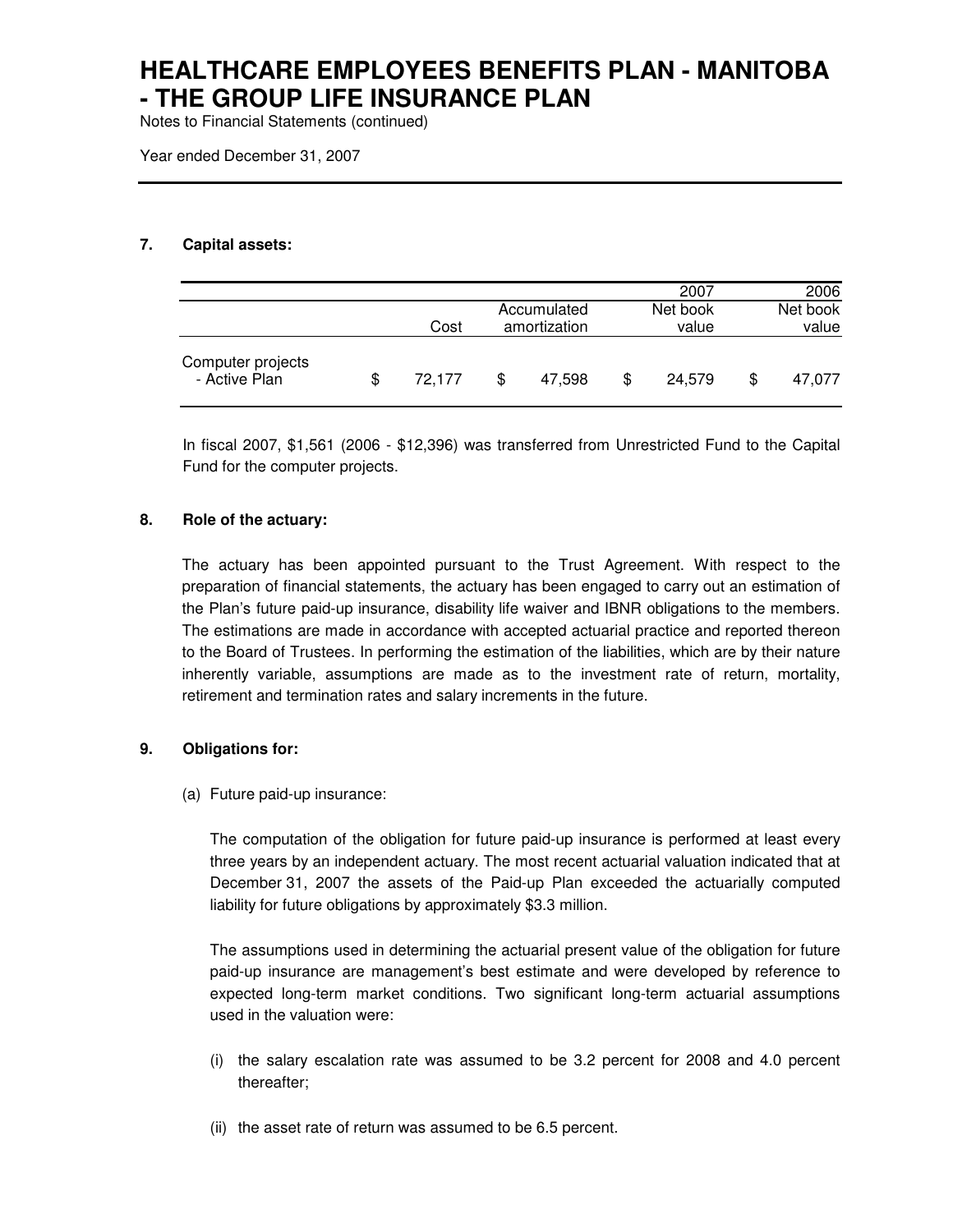# HEALTHCARE EMPLOYEES BENEFITS PLAN - MANITOBA - THE GROUP LIFE INSURANCE PLAN

Notes to Financial Statements (continued)

Year ended December 31, 2007

## 7. Capital assets:

| | Cost | Accumulated amortization | 2007 Net book value | 2006 Net book value |
|---|---|---|---|---|
| Computer projects - Active Plan | $ 72,177 | $ 47,598 | $ 24,579 | $ 47,077 |

In fiscal 2007, $1,561 (2006 - $12,396) was transferred from Unrestricted Fund to the Capital Fund for the computer projects.

## 8. Role of the actuary:

The actuary has been appointed pursuant to the Trust Agreement. With respect to the preparation of financial statements, the actuary has been engaged to carry out an estimation of the Plan's future paid-up insurance, disability life waiver and IBNR obligations to the members. The estimations are made in accordance with accepted actuarial practice and reported thereon to the Board of Trustees. In performing the estimation of the liabilities, which are by their nature inherently variable, assumptions are made as to the investment rate of return, mortality, retirement and termination rates and salary increments in the future.

## 9. Obligations for:

(a) Future paid-up insurance:

The computation of the obligation for future paid-up insurance is performed at least every three years by an independent actuary. The most recent actuarial valuation indicated that at December 31, 2007 the assets of the Paid-up Plan exceeded the actuarially computed liability for future obligations by approximately $3.3 million.

The assumptions used in determining the actuarial present value of the obligation for future paid-up insurance are management's best estimate and were developed by reference to expected long-term market conditions. Two significant long-term actuarial assumptions used in the valuation were:

(i) the salary escalation rate was assumed to be 3.2 percent for 2008 and 4.0 percent thereafter;

(ii) the asset rate of return was assumed to be 6.5 percent.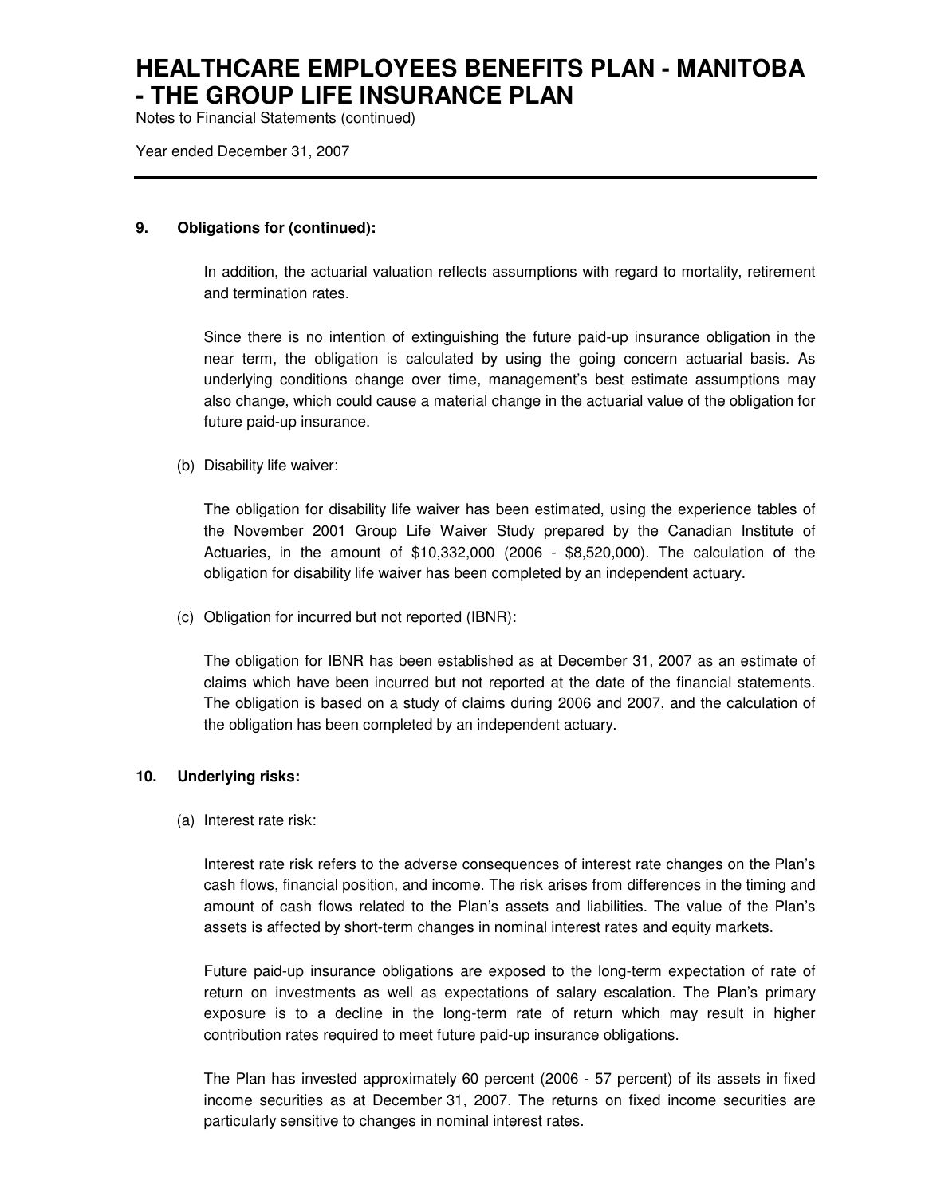## 9. Obligations for (continued):

In addition, the actuarial valuation reflects assumptions with regard to mortality, retirement and termination rates.

Since there is no intention of extinguishing the future paid-up insurance obligation in the near term, the obligation is calculated by using the going concern actuarial basis. As underlying conditions change over time, management's best estimate assumptions may also change, which could cause a material change in the actuarial value of the obligation for future paid-up insurance.

(b) Disability life waiver:

The obligation for disability life waiver has been estimated, using the experience tables of the November 2001 Group Life Waiver Study prepared by the Canadian Institute of Actuaries, in the amount of $10,332,000 (2006 - $8,520,000). The calculation of the obligation for disability life waiver has been completed by an independent actuary.

(c) Obligation for incurred but not reported (IBNR):

The obligation for IBNR has been established as at December 31, 2007 as an estimate of claims which have been incurred but not reported at the date of the financial statements. The obligation is based on a study of claims during 2006 and 2007, and the calculation of the obligation has been completed by an independent actuary.

## 10. Underlying risks:

(a) Interest rate risk:

Interest rate risk refers to the adverse consequences of interest rate changes on the Plan's cash flows, financial position, and income. The risk arises from differences in the timing and amount of cash flows related to the Plan's assets and liabilities. The value of the Plan's assets is affected by short-term changes in nominal interest rates and equity markets.

Future paid-up insurance obligations are exposed to the long-term expectation of rate of return on investments as well as expectations of salary escalation. The Plan's primary exposure is to a decline in the long-term rate of return which may result in higher contribution rates required to meet future paid-up insurance obligations.

The Plan has invested approximately 60 percent (2006 - 57 percent) of its assets in fixed income securities as at December 31, 2007. The returns on fixed income securities are particularly sensitive to changes in nominal interest rates.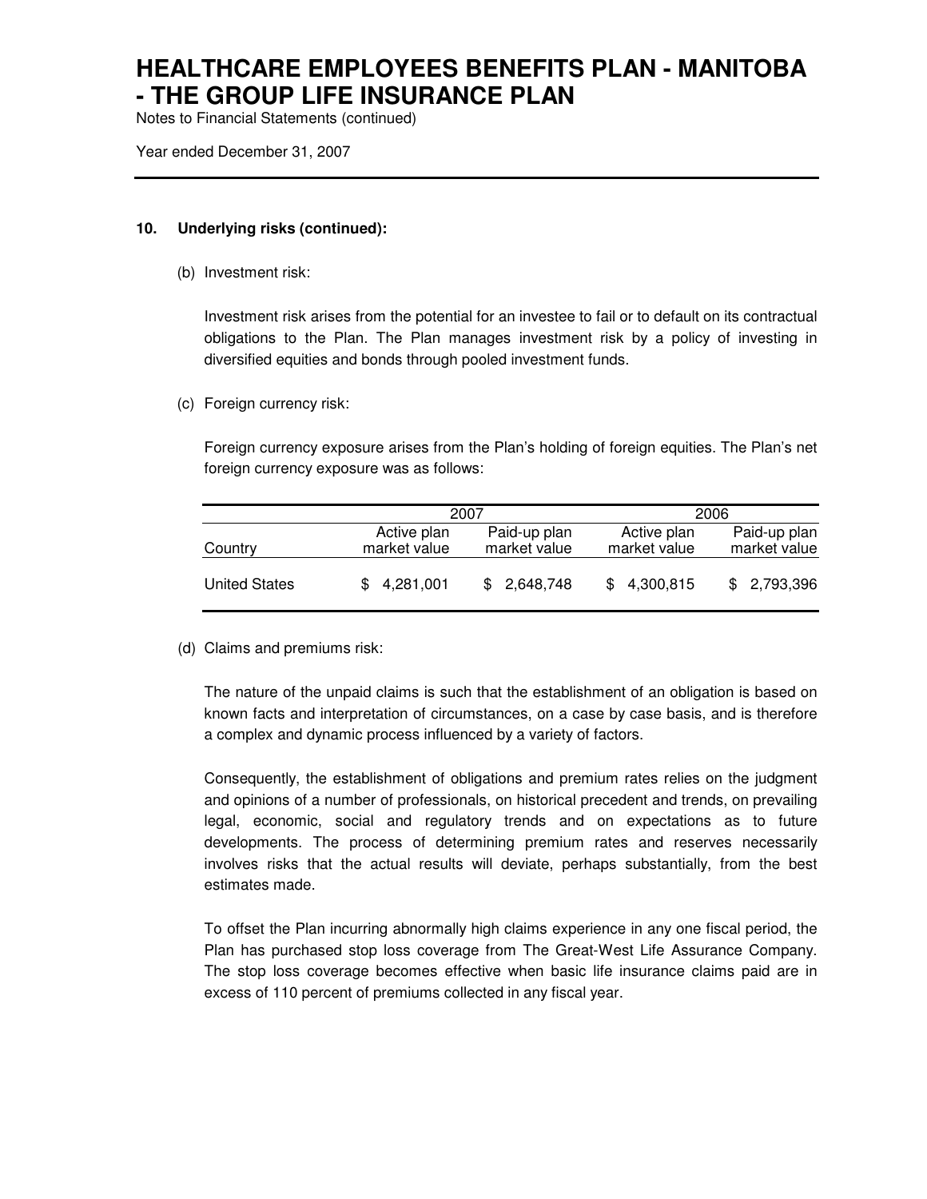# HEALTHCARE EMPLOYEES BENEFITS PLAN - MANITOBA - THE GROUP LIFE INSURANCE PLAN

Notes to Financial Statements (continued)

Year ended December 31, 2007

**10. Underlying risks (continued):**

(b) Investment risk:

Investment risk arises from the potential for an investee to fail or to default on its contractual obligations to the Plan. The Plan manages investment risk by a policy of investing in diversified equities and bonds through pooled investment funds.

(c) Foreign currency risk:

Foreign currency exposure arises from the Plan's holding of foreign equities. The Plan's net foreign currency exposure was as follows:

| | 2007 | | 2006 | |
|---|---|---|---|---|
| Country | Active plan market value | Paid-up plan market value | Active plan market value | Paid-up plan market value |
| United States | $ 4,281,001 | $ 2,648,748 | $ 4,300,815 | $ 2,793,396 |

(d) Claims and premiums risk:

The nature of the unpaid claims is such that the establishment of an obligation is based on known facts and interpretation of circumstances, on a case by case basis, and is therefore a complex and dynamic process influenced by a variety of factors.

Consequently, the establishment of obligations and premium rates relies on the judgment and opinions of a number of professionals, on historical precedent and trends, on prevailing legal, economic, social and regulatory trends and on expectations as to future developments. The process of determining premium rates and reserves necessarily involves risks that the actual results will deviate, perhaps substantially, from the best estimates made.

To offset the Plan incurring abnormally high claims experience in any one fiscal period, the Plan has purchased stop loss coverage from The Great-West Life Assurance Company. The stop loss coverage becomes effective when basic life insurance claims paid are in excess of 110 percent of premiums collected in any fiscal year.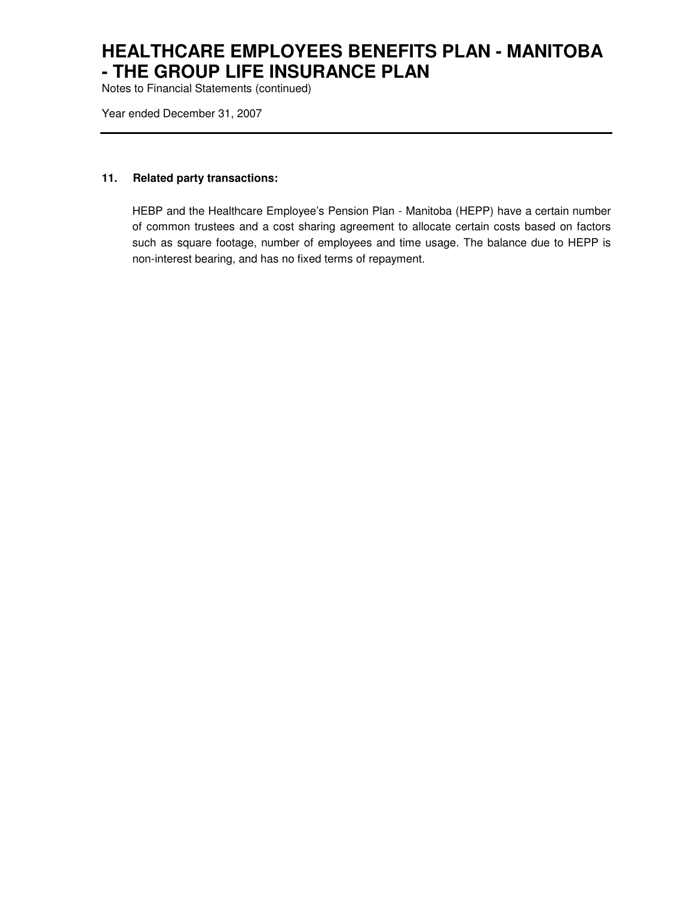## 11. Related party transactions:

HEBP and the Healthcare Employee's Pension Plan - Manitoba (HEPP) have a certain number of common trustees and a cost sharing agreement to allocate certain costs based on factors such as square footage, number of employees and time usage. The balance due to HEPP is non-interest bearing, and has no fixed terms of repayment.